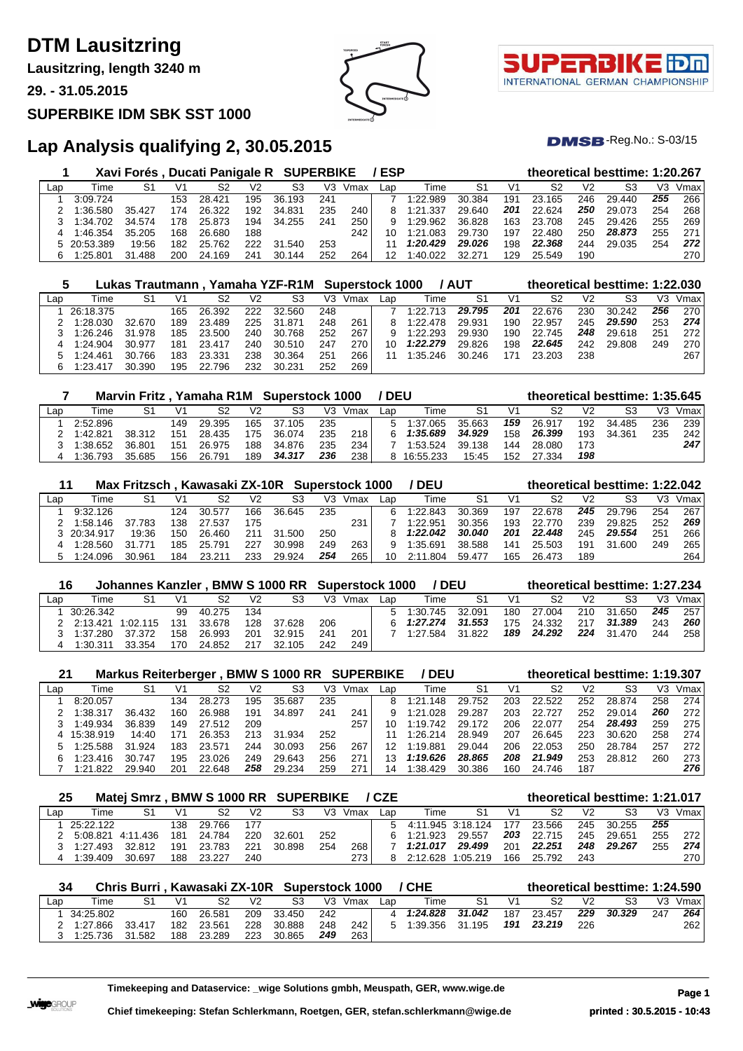# DTM Lausitzring

**Lausitzring, length 3240 m**

**29. - 31.05.2015**

**SUPERBIKE IDM SBK SST 1000**

## Lap Analysis qualifying 2, 30.05.2015

DMSB-Reg.No.: S-03/15

### 1 Xavi Forés , Ducati Panigale R SUPERBIKE / ESP — theoretical besttime: 1:20.267

| Lap | Time | S1 | V1 | S2 | V2 | S3 | V3 | Vmax | Lap | Time | S1 | V1 | S2 | V2 | S3 | V3 | Vmax |
|---|---|---|---|---|---|---|---|---|---|---|---|---|---|---|---|---|---|
| 1 | 3:09.724 | | 153 | 28.421 | 195 | 36.193 | 241 | | 7 | 1:22.989 | 30.384 | 191 | 23.165 | 246 | 29.440 | 255 | 266 |
| 2 | 1:36.580 | 35.427 | 174 | 26.322 | 192 | 34.831 | 235 | 240 | 8 | 1:21.337 | 29.640 | 201 | 22.624 | 250 | 29.073 | 254 | 268 |
| 3 | 1:34.702 | 34.574 | 178 | 25.873 | 194 | 34.255 | 241 | 250 | 9 | 1:29.962 | 36.828 | 163 | 23.708 | 245 | 29.426 | 255 | 269 |
| 4 | 1:46.354 | 35.205 | 168 | 26.680 | 188 | | | 242 | 10 | 1:21.083 | 29.730 | 197 | 22.480 | 250 | 28.873 | 255 | 271 |
| 5 | 20:53.389 | 19:56 | 182 | 25.762 | 222 | 31.540 | 253 | | 11 | 1:20.429 | 29.026 | 198 | 22.368 | 244 | 29.035 | 254 | 272 |
| 6 | 1:25.801 | 31.488 | 200 | 24.169 | 241 | 30.144 | 252 | 264 | 12 | 1:40.022 | 32.271 | 129 | 25.549 | 190 | | | 270 |

### 5 Lukas Trautmann , Yamaha YZF-R1M Superstock 1000 / AUT — theoretical besttime: 1:22.030

| Lap | Time | S1 | V1 | S2 | V2 | S3 | V3 | Vmax | Lap | Time | S1 | V1 | S2 | V2 | S3 | V3 | Vmax |
|---|---|---|---|---|---|---|---|---|---|---|---|---|---|---|---|---|---|
| 1 | 26:18.375 | | 165 | 26.392 | 222 | 32.560 | 248 | | 7 | 1:22.713 | 29.795 | 201 | 22.676 | 230 | 30.242 | 256 | 270 |
| 2 | 1:28.030 | 32.670 | 189 | 23.489 | 225 | 31.871 | 248 | 261 | 8 | 1:22.478 | 29.931 | 190 | 22.957 | 245 | 29.590 | 253 | 274 |
| 3 | 1:26.246 | 31.978 | 185 | 23.500 | 240 | 30.768 | 252 | 267 | 9 | 1:22.293 | 29.930 | 190 | 22.745 | 248 | 29.618 | 251 | 272 |
| 4 | 1:24.904 | 30.977 | 181 | 23.417 | 240 | 30.510 | 247 | 270 | 10 | 1:22.279 | 29.826 | 198 | 22.645 | 242 | 29.808 | 249 | 270 |
| 5 | 1:24.461 | 30.766 | 183 | 23.331 | 238 | 30.364 | 251 | 266 | 11 | 1:35.246 | 30.246 | 171 | 23.203 | 238 | | | 267 |
| 6 | 1:23.417 | 30.390 | 195 | 22.796 | 232 | 30.231 | 252 | 269 | | | | | | | | | |

### 7 Marvin Fritz , Yamaha R1M Superstock 1000 / DEU — theoretical besttime: 1:35.645

| Lap | Time | S1 | V1 | S2 | V2 | S3 | V3 | Vmax | Lap | Time | S1 | V1 | S2 | V2 | S3 | V3 | Vmax |
|---|---|---|---|---|---|---|---|---|---|---|---|---|---|---|---|---|---|
| 1 | 2:52.896 | | 149 | 29.395 | 165 | 37.105 | 235 | | 5 | 1:37.065 | 35.663 | 159 | 26.917 | 192 | 34.485 | 236 | 239 |
| 2 | 1:42.821 | 38.312 | 151 | 28.435 | 175 | 36.074 | 235 | 218 | 6 | 1:35.689 | 34.929 | 158 | 26.399 | 193 | 34.361 | 235 | 242 |
| 3 | 1:38.652 | 36.801 | 151 | 26.975 | 188 | 34.876 | 235 | 234 | 7 | 1:53.524 | 39.138 | 144 | 28.080 | 173 | | | 247 |
| 4 | 1:36.793 | 35.685 | 156 | 26.791 | 189 | 34.317 | 236 | 238 | 8 | 16:55.233 | 15:45 | 152 | 27.334 | 198 | | | |

### 11 Max Fritzsch , Kawasaki ZX-10R Superstock 1000 / DEU — theoretical besttime: 1:22.042

| Lap | Time | S1 | V1 | S2 | V2 | S3 | V3 | Vmax | Lap | Time | S1 | V1 | S2 | V2 | S3 | V3 | Vmax |
|---|---|---|---|---|---|---|---|---|---|---|---|---|---|---|---|---|---|
| 1 | 9:32.126 | | 124 | 30.577 | 166 | 36.645 | 235 | | 6 | 1:22.843 | 30.369 | 197 | 22.678 | 245 | 29.796 | 254 | 267 |
| 2 | 1:58.146 | 37.783 | 138 | 27.537 | 175 | | | 231 | 7 | 1:22.951 | 30.356 | 193 | 22.770 | 239 | 29.825 | 252 | 269 |
| 3 | 20:34.917 | 19:36 | 150 | 26.460 | 211 | 31.500 | 250 | | 8 | 1:22.042 | 30.040 | 201 | 22.448 | 245 | 29.554 | 251 | 266 |
| 4 | 1:28.560 | 31.771 | 185 | 25.791 | 227 | 30.998 | 249 | 263 | 9 | 1:35.691 | 38.588 | 141 | 25.503 | 191 | 31.600 | 249 | 265 |
| 5 | 1:24.096 | 30.961 | 184 | 23.211 | 233 | 29.924 | 254 | 265 | 10 | 2:11.804 | 59.477 | 165 | 26.473 | 189 | | | 264 |

### 16 Johannes Kanzler , BMW S 1000 RR Superstock 1000 / DEU — theoretical besttime: 1:27.234

| Lap | Time | S1 | V1 | S2 | V2 | S3 | V3 | Vmax | Lap | Time | S1 | V1 | S2 | V2 | S3 | V3 | Vmax |
|---|---|---|---|---|---|---|---|---|---|---|---|---|---|---|---|---|---|
| 1 | 30:26.342 | | 99 | 40.275 | 134 | | | | 5 | 1:30.745 | 32.091 | 180 | 27.004 | 210 | 31.650 | 245 | 257 |
| 2 | 2:13.421 | 1:02.115 | 131 | 33.678 | 128 | 37.628 | 206 | | 6 | 1:27.274 | 31.553 | 175 | 24.332 | 217 | 31.389 | 243 | 260 |
| 3 | 1:37.280 | 37.372 | 158 | 26.993 | 201 | 32.915 | 241 | 201 | 7 | 1:27.584 | 31.822 | 189 | 24.292 | 224 | 31.470 | 244 | 258 |
| 4 | 1:30.311 | 33.354 | 170 | 24.852 | 217 | 32.105 | 242 | 249 | | | | | | | | | |

### 21 Markus Reiterberger , BMW S 1000 RR SUPERBIKE / DEU — theoretical besttime: 1:19.307

| Lap | Time | S1 | V1 | S2 | V2 | S3 | V3 | Vmax | Lap | Time | S1 | V1 | S2 | V2 | S3 | V3 | Vmax |
|---|---|---|---|---|---|---|---|---|---|---|---|---|---|---|---|---|---|
| 1 | 8:20.057 | | 134 | 28.273 | 195 | 35.687 | 235 | | 8 | 1:21.148 | 29.752 | 203 | 22.522 | 252 | 28.874 | 258 | 274 |
| 2 | 1:38.317 | 36.432 | 160 | 26.988 | 191 | 34.897 | 241 | 241 | 9 | 1:21.028 | 29.287 | 203 | 22.727 | 252 | 29.014 | 260 | 272 |
| 3 | 1:49.934 | 36.839 | 149 | 27.512 | 209 | | | 257 | 10 | 1:19.742 | 29.172 | 206 | 22.077 | 254 | 28.493 | 259 | 275 |
| 4 | 15:38.919 | 14:40 | 171 | 26.353 | 213 | 31.934 | 252 | | 11 | 1:26.214 | 28.949 | 207 | 26.645 | 223 | 30.620 | 258 | 274 |
| 5 | 1:25.588 | 31.924 | 183 | 23.571 | 244 | 30.093 | 256 | 267 | 12 | 1:19.881 | 29.044 | 206 | 22.053 | 250 | 28.784 | 257 | 272 |
| 6 | 1:23.416 | 30.747 | 195 | 23.026 | 249 | 29.643 | 256 | 271 | 13 | 1:19.626 | 28.865 | 208 | 21.949 | 253 | 28.812 | 260 | 273 |
| 7 | 1:21.822 | 29.940 | 201 | 22.648 | 258 | 29.234 | 259 | 271 | 14 | 1:38.429 | 30.386 | 160 | 24.746 | 187 | | | 276 |

### 25 Matej Smrz , BMW S 1000 RR SUPERBIKE / CZE — theoretical besttime: 1:21.017

| Lap | Time | S1 | V1 | S2 | V2 | S3 | V3 | Vmax | Lap | Time | S1 | V1 | S2 | V2 | S3 | V3 | Vmax |
|---|---|---|---|---|---|---|---|---|---|---|---|---|---|---|---|---|---|
| 1 | 25:22.122 | | 138 | 29.766 | 177 | | | | 5 | 4:11.945 | 3:18.124 | 177 | 23.566 | 245 | 30.255 | 255 | |
| 2 | 5:08.821 | 4:11.436 | 181 | 24.784 | 220 | 32.601 | 252 | | 6 | 1:21.923 | 29.557 | 203 | 22.715 | 245 | 29.651 | 255 | 272 |
| 3 | 1:27.493 | 32.812 | 191 | 23.783 | 221 | 30.898 | 254 | 268 | 7 | 1:21.017 | 29.499 | 201 | 22.251 | 248 | 29.267 | 255 | 274 |
| 4 | 1:39.409 | 30.697 | 188 | 23.227 | 240 | | | 273 | 8 | 2:12.628 | 1:05.219 | 166 | 25.792 | 243 | | | 270 |

### 34 Chris Burri , Kawasaki ZX-10R Superstock 1000 / CHE — theoretical besttime: 1:24.590

| Lap | Time | S1 | V1 | S2 | V2 | S3 | V3 | Vmax | Lap | Time | S1 | V1 | S2 | V2 | S3 | V3 | Vmax |
|---|---|---|---|---|---|---|---|---|---|---|---|---|---|---|---|---|---|
| 1 | 34:25.802 | | 160 | 26.581 | 209 | 33.450 | 242 | | 4 | 1:24.828 | 31.042 | 187 | 23.457 | 229 | 30.329 | 247 | 264 |
| 2 | 1:27.866 | 33.417 | 182 | 23.561 | 228 | 30.888 | 248 | 242 | 5 | 1:39.356 | 31.195 | 191 | 23.219 | 226 | | | 262 |
| 3 | 1:25.736 | 31.582 | 188 | 23.289 | 223 | 30.865 | 249 | 263 | | | | | | | | | |

**Timekeeping and Dataservice: _wige Solutions gmbh, Meuspath, GER, www.wige.de**

**Chief timekeeping: Stefan Schlerkmann, Roetgen, GER, stefan.schlerkmann@wige.de**

**printed : 30.5.2015 - 10:43**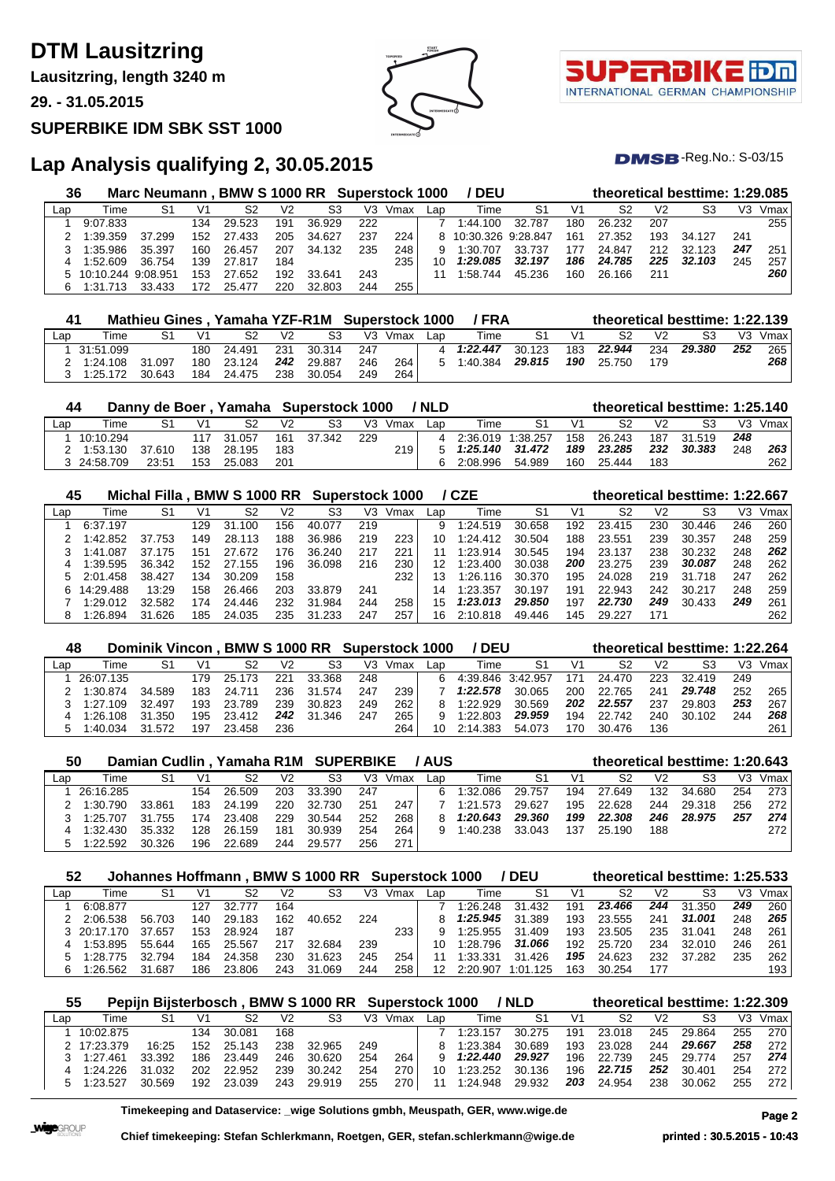# DTM Lausitzring

**Lausitzring, length 3240 m**

**29. - 31.05.2015**

**SUPERBIKE IDM SBK SST 1000**

## Lap Analysis qualifying 2, 30.05.2015

DMSB-Reg.No.: S-03/15

### 36 Marc Neumann , BMW S 1000 RR Superstock 1000 / DEU — theoretical besttime: 1:29.085

| Lap | Time | S1 | V1 | S2 | V2 | S3 | V3 | Vmax | Lap | Time | S1 | V1 | S2 | V2 | S3 | V3 | Vmax |
|---|---|---|---|---|---|---|---|---|---|---|---|---|---|---|---|---|---|
| 1 | 9:07.833 | | 134 | 29.523 | 191 | 36.929 | 222 | | 7 | 1:44.100 | 32.787 | 180 | 26.232 | 207 | | | 255 |
| 2 | 1:39.359 | 37.299 | 152 | 27.433 | 205 | 34.627 | 237 | 224 | 8 | 10:30.326 | 9:28.847 | 161 | 27.352 | 193 | 34.127 | 241 | |
| 3 | 1:35.986 | 35.397 | 160 | 26.457 | 207 | 34.132 | 235 | 248 | 9 | 1:30.707 | 33.737 | 177 | 24.847 | 212 | 32.123 | *247* | 251 |
| 4 | 1:52.609 | 36.754 | 139 | 27.817 | 184 | | | 235 | 10 | *1:29.085* | *32.197* | *186* | *24.785* | *225* | *32.103* | 245 | 257 |
| 5 | 10:10.244 | 9:08.951 | 153 | 27.652 | 192 | 33.641 | 243 | | 11 | 1:58.744 | 45.236 | 160 | 26.166 | 211 | | | *260* |
| 6 | 1:31.713 | 33.433 | 172 | 25.477 | 220 | 32.803 | 244 | 255 | | | | | | | | | |

### 41 Mathieu Gines , Yamaha YZF-R1M Superstock 1000 / FRA — theoretical besttime: 1:22.139

| Lap | Time | S1 | V1 | S2 | V2 | S3 | V3 | Vmax | Lap | Time | S1 | V1 | S2 | V2 | S3 | V3 | Vmax |
|---|---|---|---|---|---|---|---|---|---|---|---|---|---|---|---|---|---|
| 1 | 31:51.099 | | 180 | 24.491 | 231 | 30.314 | 247 | | 4 | *1:22.447* | 30.123 | 183 | *22.944* | 234 | *29.380* | *252* | 265 |
| 2 | 1:24.108 | 31.097 | 180 | 23.124 | *242* | 29.887 | 246 | 264 | 5 | 1:40.384 | *29.815* | *190* | 25.750 | 179 | | | *268* |
| 3 | 1:25.172 | 30.643 | 184 | 24.475 | 238 | 30.054 | 249 | 264 | | | | | | | | | |

### 44 Danny de Boer , Yamaha Superstock 1000 / NLD — theoretical besttime: 1:25.140

| Lap | Time | S1 | V1 | S2 | V2 | S3 | V3 | Vmax | Lap | Time | S1 | V1 | S2 | V2 | S3 | V3 | Vmax |
|---|---|---|---|---|---|---|---|---|---|---|---|---|---|---|---|---|---|
| 1 | 10:10.294 | | 117 | 31.057 | 161 | 37.342 | 229 | | 4 | 2:36.019 | 1:38.257 | 158 | 26.243 | 187 | 31.519 | *248* | |
| 2 | 1:53.130 | 37.610 | 138 | 28.195 | 183 | | | 219 | 5 | *1:25.140* | *31.472* | *189* | *23.285* | *232* | *30.383* | 248 | *263* |
| 3 | 24:58.709 | 23:51 | 153 | 25.083 | 201 | | | | 6 | 2:08.996 | 54.989 | 160 | 25.444 | 183 | | | 262 |

### 45 Michal Filla , BMW S 1000 RR Superstock 1000 / CZE — theoretical besttime: 1:22.667

| Lap | Time | S1 | V1 | S2 | V2 | S3 | V3 | Vmax | Lap | Time | S1 | V1 | S2 | V2 | S3 | V3 | Vmax |
|---|---|---|---|---|---|---|---|---|---|---|---|---|---|---|---|---|---|
| 1 | 6:37.197 | | 129 | 31.100 | 156 | 40.077 | 219 | | 9 | 1:24.519 | 30.658 | 192 | 23.415 | 230 | 30.446 | 246 | 260 |
| 2 | 1:42.852 | 37.753 | 149 | 28.113 | 188 | 36.986 | 219 | 223 | 10 | 1:24.412 | 30.504 | 188 | 23.551 | 239 | 30.357 | 248 | 259 |
| 3 | 1:41.087 | 37.175 | 151 | 27.672 | 176 | 36.240 | 217 | 221 | 11 | 1:23.914 | 30.545 | 194 | 23.137 | 238 | 30.232 | 248 | *262* |
| 4 | 1:39.595 | 36.342 | 152 | 27.155 | 196 | 36.098 | 216 | 230 | 12 | 1:23.400 | 30.038 | *200* | 23.275 | 239 | *30.087* | 248 | 262 |
| 5 | 2:01.458 | 38.427 | 134 | 30.209 | 158 | | | 232 | 13 | 1:26.116 | 30.370 | 195 | 24.028 | 219 | 31.718 | 247 | 262 |
| 6 | 14:29.488 | 13:29 | 158 | 26.466 | 203 | 33.879 | 241 | | 14 | 1:23.357 | 30.197 | 191 | 22.943 | 242 | 30.217 | 248 | 259 |
| 7 | 1:29.012 | 32.582 | 174 | 24.446 | 232 | 31.984 | 244 | 258 | 15 | *1:23.013* | *29.850* | 197 | *22.730* | *249* | 30.433 | *249* | 261 |
| 8 | 1:26.894 | 31.626 | 185 | 24.035 | 235 | 31.233 | 247 | 257 | 16 | 2:10.818 | 49.446 | 145 | 29.227 | 171 | | | 262 |

### 48 Dominik Vincon , BMW S 1000 RR Superstock 1000 / DEU — theoretical besttime: 1:22.264

| Lap | Time | S1 | V1 | S2 | V2 | S3 | V3 | Vmax | Lap | Time | S1 | V1 | S2 | V2 | S3 | V3 | Vmax |
|---|---|---|---|---|---|---|---|---|---|---|---|---|---|---|---|---|---|
| 1 | 26:07.135 | | 179 | 25.173 | 221 | 33.368 | 248 | | 6 | 4:39.846 | 3:42.957 | 171 | 24.470 | 223 | 32.419 | 249 | |
| 2 | 1:30.874 | 34.589 | 183 | 24.711 | 236 | 31.574 | 247 | 239 | 7 | *1:22.578* | 30.065 | 200 | 22.765 | 241 | *29.748* | 252 | 265 |
| 3 | 1:27.109 | 32.497 | 193 | 23.789 | 239 | 30.823 | 249 | 262 | 8 | 1:22.929 | 30.569 | *202* | *22.557* | 237 | 29.803 | *253* | 267 |
| 4 | 1:26.108 | 31.350 | 195 | 23.412 | *242* | 31.346 | 247 | 265 | 9 | 1:22.803 | *29.959* | 194 | 22.742 | 240 | 30.102 | 244 | *268* |
| 5 | 1:40.034 | 31.572 | 197 | 23.458 | 236 | | | 264 | 10 | 2:14.383 | 54.073 | 170 | 30.476 | 136 | | | 261 |

### 50 Damian Cudlin , Yamaha R1M SUPERBIKE / AUS — theoretical besttime: 1:20.643

| Lap | Time | S1 | V1 | S2 | V2 | S3 | V3 | Vmax | Lap | Time | S1 | V1 | S2 | V2 | S3 | V3 | Vmax |
|---|---|---|---|---|---|---|---|---|---|---|---|---|---|---|---|---|---|
| 1 | 26:16.285 | | 154 | 26.509 | 203 | 33.390 | 247 | | 6 | 1:32.086 | 29.757 | 194 | 27.649 | 132 | 34.680 | 254 | 273 |
| 2 | 1:30.790 | 33.861 | 183 | 24.199 | 220 | 32.730 | 251 | 247 | 7 | 1:21.573 | 29.627 | 195 | 22.628 | 244 | 29.318 | 256 | 272 |
| 3 | 1:25.707 | 31.755 | 174 | 23.408 | 229 | 30.544 | 252 | 268 | 8 | *1:20.643* | *29.360* | *199* | *22.308* | *246* | *28.975* | *257* | *274* |
| 4 | 1:32.430 | 35.332 | 128 | 26.159 | 181 | 30.939 | 254 | 264 | 9 | 1:40.238 | 33.043 | 137 | 25.190 | 188 | | | 272 |
| 5 | 1:22.592 | 30.326 | 196 | 22.689 | 244 | 29.577 | 256 | 271 | | | | | | | | | |

### 52 Johannes Hoffmann , BMW S 1000 RR Superstock 1000 / DEU — theoretical besttime: 1:25.533

| Lap | Time | S1 | V1 | S2 | V2 | S3 | V3 | Vmax | Lap | Time | S1 | V1 | S2 | V2 | S3 | V3 | Vmax |
|---|---|---|---|---|---|---|---|---|---|---|---|---|---|---|---|---|---|
| 1 | 6:08.877 | | 127 | 32.777 | 164 | | | | 7 | 1:26.248 | 31.432 | 191 | *23.466* | *244* | 31.350 | *249* | 260 |
| 2 | 2:06.538 | 56.703 | 140 | 29.183 | 162 | 40.652 | 224 | | 8 | *1:25.945* | 31.389 | 193 | 23.555 | 241 | *31.001* | 248 | *265* |
| 3 | 20:17.170 | 37.657 | 153 | 28.924 | 187 | | | 233 | 9 | 1:25.955 | 31.409 | 193 | 23.505 | 235 | 31.041 | 248 | 261 |
| 4 | 1:53.895 | 55.644 | 165 | 25.567 | 217 | 32.684 | 239 | | 10 | 1:28.796 | *31.066* | 192 | 25.720 | 234 | 32.010 | 246 | 261 |
| 5 | 1:28.775 | 32.794 | 184 | 24.358 | 230 | 31.623 | 245 | 254 | 11 | 1:33.331 | 31.426 | *195* | 24.623 | 232 | 37.282 | 235 | 262 |
| 6 | 1:26.562 | 31.687 | 186 | 23.806 | 243 | 31.069 | 244 | 258 | 12 | 2:20.907 | 1:01.125 | 163 | 30.254 | 177 | | | 193 |

### 55 Pepijn Bijsterbosch , BMW S 1000 RR Superstock 1000 / NLD — theoretical besttime: 1:22.309

| Lap | Time | S1 | V1 | S2 | V2 | S3 | V3 | Vmax | Lap | Time | S1 | V1 | S2 | V2 | S3 | V3 | Vmax |
|---|---|---|---|---|---|---|---|---|---|---|---|---|---|---|---|---|---|
| 1 | 10:02.875 | | 134 | 30.081 | 168 | | | | 7 | 1:23.157 | 30.275 | 191 | 23.018 | 245 | 29.864 | 255 | 270 |
| 2 | 17:23.379 | 16:25 | 152 | 25.143 | 238 | 32.965 | 249 | | 8 | 1:23.384 | 30.689 | 193 | 23.028 | 244 | *29.667* | *258* | 272 |
| 3 | 1:27.461 | 33.392 | 186 | 23.449 | 246 | 30.620 | 254 | 264 | 9 | *1:22.440* | *29.927* | 196 | 22.739 | 245 | 29.774 | 257 | *274* |
| 4 | 1:24.226 | 31.032 | 202 | 22.952 | 239 | 30.242 | 254 | 270 | 10 | 1:23.252 | 30.136 | 196 | *22.715* | *252* | 30.401 | 254 | 272 |
| 5 | 1:23.527 | 30.569 | 192 | 23.039 | 243 | 29.919 | 255 | 270 | 11 | 1:24.948 | 29.932 | *203* | 24.954 | 238 | 30.062 | 255 | 272 |

**Timekeeping and Dataservice: _wige Solutions gmbh, Meuspath, GER, www.wige.de**

**Chief timekeeping: Stefan Schlerkmann, Roetgen, GER, stefan.schlerkmann@wige.de**

**printed : 30.5.2015 - 10:43**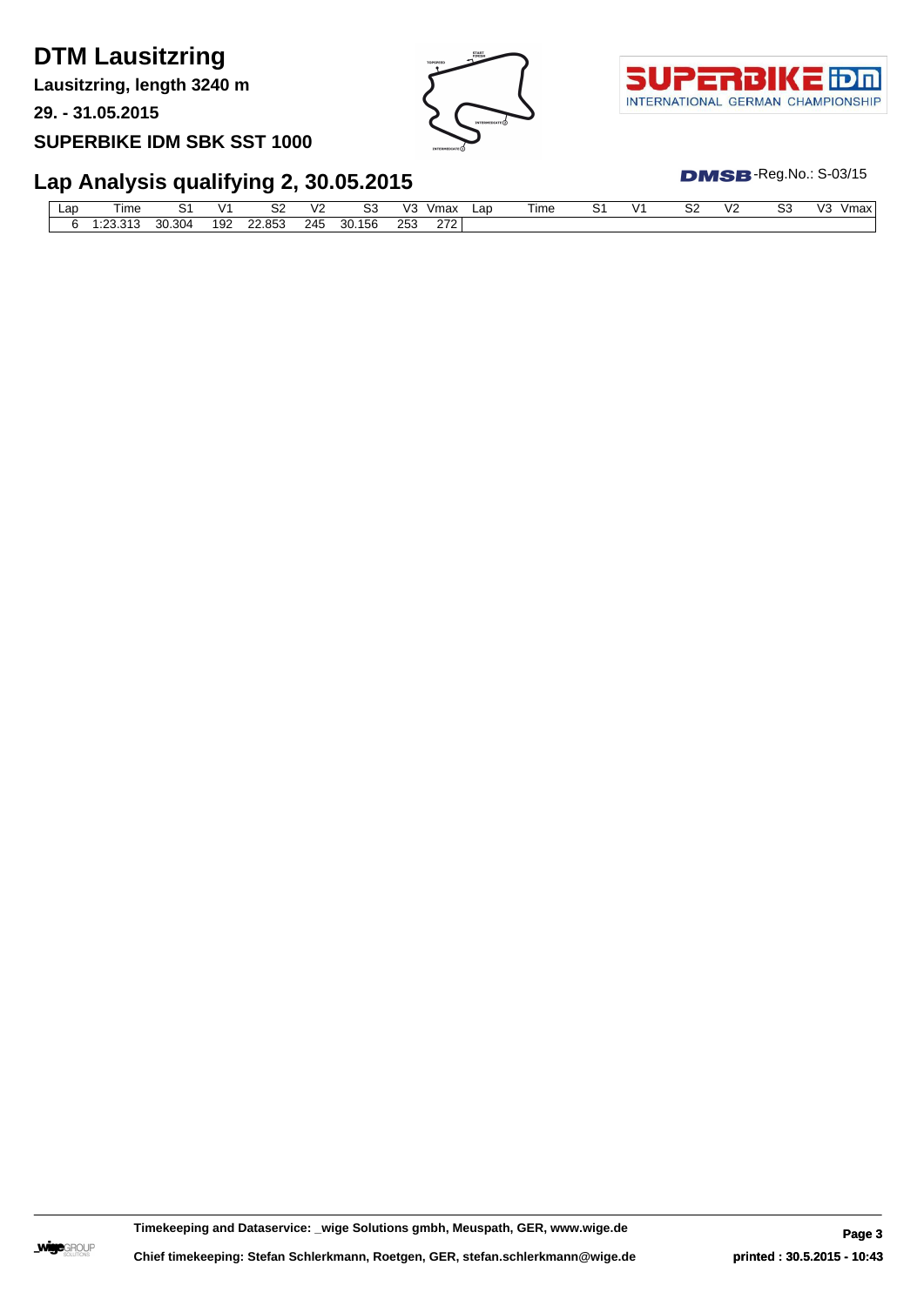# DTM Lausitzring

**Lausitzring, length 3240 m**

**29. - 31.05.2015**

**SUPERBIKE IDM SBK SST 1000**

## Lap Analysis qualifying 2, 30.05.2015

DMSB-Reg.No.: S-03/15

| Lap | Time | S1 | V1 | S2 | V2 | S3 | V3 | Vmax | Lap | Time | S1 | V1 | S2 | V2 | S3 | V3 | Vmax |
|---|---|---|---|---|---|---|---|---|---|---|---|---|---|---|---|---|---|
| 6 | 1:23.313 | 30.304 | 192 | 22.853 | 245 | 30.156 | 253 | 272 | | | | | | | | | |

**Timekeeping and Dataservice: _wige Solutions gmbh, Meuspath, GER, www.wige.de**

**Chief timekeeping: Stefan Schlerkmann, Roetgen, GER, stefan.schlerkmann@wige.de**

**printed : 30.5.2015 - 10:43**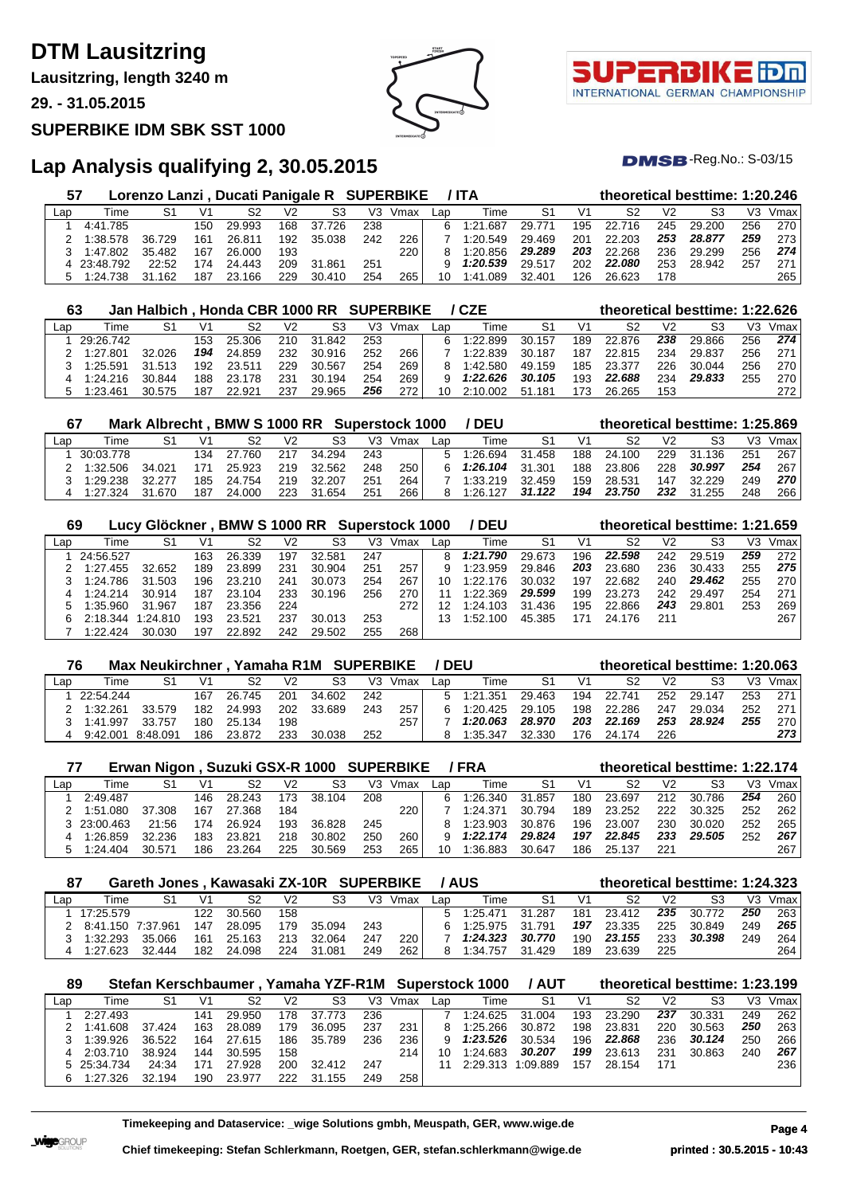# DTM Lausitzring

**Lausitzring, length 3240 m**

**29. - 31.05.2015**

**SUPERBIKE IDM SBK SST 1000**

SUPERBIKE IDM INTERNATIONAL GERMAN CHAMPIONSHIP

## Lap Analysis qualifying 2, 30.05.2015

DMSB-Reg.No.: S-03/15

### 57 Lorenzo Lanzi , Ducati Panigale R SUPERBIKE / ITA — theoretical besttime: 1:20.246

| Lap | Time | S1 | V1 | S2 | V2 | S3 | V3 | Vmax | Lap | Time | S1 | V1 | S2 | V2 | S3 | V3 | Vmax |
|---|---|---|---|---|---|---|---|---|---|---|---|---|---|---|---|---|---|
| 1 | 4:41.785 | | 150 | 29.993 | 168 | 37.726 | 238 | | 6 | 1:21.687 | 29.771 | 195 | 22.716 | 245 | 29.200 | 256 | 270 |
| 2 | 1:38.578 | 36.729 | 161 | 26.811 | 192 | 35.038 | 242 | 226 | 7 | 1:20.549 | 29.469 | 201 | 22.203 | 253 | 28.877 | 259 | 273 |
| 3 | 1:47.802 | 35.482 | 167 | 26.000 | 193 | | | 220 | 8 | 1:20.856 | 29.289 | 203 | 22.268 | 236 | 29.299 | 256 | 274 |
| 4 | 23:48.792 | 22:52 | 174 | 24.443 | 209 | 31.861 | 251 | | 9 | 1:20.539 | 29.517 | 202 | 22.080 | 253 | 28.942 | 257 | 271 |
| 5 | 1:24.738 | 31.162 | 187 | 23.166 | 229 | 30.410 | 254 | 265 | 10 | 1:41.089 | 32.401 | 126 | 26.623 | 178 | | | 265 |

### 63 Jan Halbich , Honda CBR 1000 RR SUPERBIKE / CZE — theoretical besttime: 1:22.626

| Lap | Time | S1 | V1 | S2 | V2 | S3 | V3 | Vmax | Lap | Time | S1 | V1 | S2 | V2 | S3 | V3 | Vmax |
|---|---|---|---|---|---|---|---|---|---|---|---|---|---|---|---|---|---|
| 1 | 29:26.744 | | 153 | 25.306 | 210 | 31.842 | 253 | | 6 | 1:22.899 | 30.157 | 189 | 22.876 | 238 | 29.866 | 256 | 274 |
| 2 | 1:27.801 | 32.026 | 194 | 24.859 | 232 | 30.916 | 252 | 266 | 7 | 1:22.839 | 30.187 | 187 | 22.815 | 234 | 29.837 | 256 | 271 |
| 3 | 1:25.591 | 31.513 | 192 | 23.511 | 229 | 30.567 | 254 | 269 | 8 | 1:42.580 | 49.159 | 185 | 23.377 | 226 | 30.044 | 256 | 270 |
| 4 | 1:24.216 | 30.844 | 188 | 23.178 | 231 | 30.194 | 254 | 269 | 9 | 1:22.626 | 30.105 | 193 | 22.688 | 234 | 29.833 | 255 | 270 |
| 5 | 1:23.461 | 30.575 | 187 | 22.921 | 237 | 29.965 | 256 | 272 | 10 | 2:10.002 | 51.181 | 173 | 26.265 | 153 | | | 272 |

### 67 Mark Albrecht , BMW S 1000 RR Superstock 1000 / DEU — theoretical besttime: 1:25.869

| Lap | Time | S1 | V1 | S2 | V2 | S3 | V3 | Vmax | Lap | Time | S1 | V1 | S2 | V2 | S3 | V3 | Vmax |
|---|---|---|---|---|---|---|---|---|---|---|---|---|---|---|---|---|---|
| 1 | 30:03.778 | | 134 | 27.760 | 217 | 34.294 | 243 | | 5 | 1:26.694 | 31.458 | 188 | 24.100 | 229 | 31.136 | 251 | 267 |
| 2 | 1:32.506 | 34.021 | 171 | 25.923 | 219 | 32.562 | 248 | 250 | 6 | 1:26.104 | 31.301 | 188 | 23.806 | 228 | 30.997 | 254 | 267 |
| 3 | 1:29.238 | 32.277 | 185 | 24.754 | 219 | 32.207 | 251 | 264 | 7 | 1:33.219 | 32.459 | 159 | 28.531 | 147 | 32.229 | 249 | 270 |
| 4 | 1:27.324 | 31.670 | 187 | 24.000 | 223 | 31.654 | 251 | 266 | 8 | 1:26.127 | 31.122 | 194 | 23.750 | 232 | 31.255 | 248 | 266 |

### 69 Lucy Glöckner , BMW S 1000 RR Superstock 1000 / DEU — theoretical besttime: 1:21.659

| Lap | Time | S1 | V1 | S2 | V2 | S3 | V3 | Vmax | Lap | Time | S1 | V1 | S2 | V2 | S3 | V3 | Vmax |
|---|---|---|---|---|---|---|---|---|---|---|---|---|---|---|---|---|---|
| 1 | 24:56.527 | | 163 | 26.339 | 197 | 32.581 | 247 | | 8 | 1:21.790 | 29.673 | 196 | 22.598 | 242 | 29.519 | 259 | 272 |
| 2 | 1:27.455 | 32.652 | 189 | 23.899 | 231 | 30.904 | 251 | 257 | 9 | 1:23.959 | 29.846 | 203 | 23.680 | 236 | 30.433 | 255 | 275 |
| 3 | 1:24.786 | 31.503 | 196 | 23.210 | 241 | 30.073 | 254 | 267 | 10 | 1:22.176 | 30.032 | 197 | 22.682 | 240 | 29.462 | 255 | 270 |
| 4 | 1:24.214 | 30.914 | 187 | 23.104 | 233 | 30.196 | 256 | 270 | 11 | 1:22.369 | 29.599 | 199 | 23.273 | 242 | 29.497 | 254 | 271 |
| 5 | 1:35.960 | 31.967 | 187 | 23.356 | 224 | | | 272 | 12 | 1:24.103 | 31.436 | 195 | 22.866 | 243 | 29.801 | 253 | 269 |
| 6 | 2:18.344 | 1:24.810 | 193 | 23.521 | 237 | 30.013 | 253 | | 13 | 1:52.100 | 45.385 | 171 | 24.176 | 211 | | | 267 |
| 7 | 1:22.424 | 30.030 | 197 | 22.892 | 242 | 29.502 | 255 | 268 | | | | | | | | | |

### 76 Max Neukirchner , Yamaha R1M SUPERBIKE / DEU — theoretical besttime: 1:20.063

| Lap | Time | S1 | V1 | S2 | V2 | S3 | V3 | Vmax | Lap | Time | S1 | V1 | S2 | V2 | S3 | V3 | Vmax |
|---|---|---|---|---|---|---|---|---|---|---|---|---|---|---|---|---|---|
| 1 | 22:54.244 | | 167 | 24.745 | 201 | 34.602 | 242 | | 5 | 1:21.351 | 29.463 | 194 | 22.741 | 252 | 29.147 | 253 | 271 |
| 2 | 1:32.261 | 33.579 | 182 | 24.993 | 202 | 33.689 | 243 | 257 | 6 | 1:20.425 | 29.105 | 198 | 22.286 | 247 | 29.034 | 252 | 271 |
| 3 | 1:41.997 | 33.757 | 180 | 25.134 | 198 | | | 257 | 7 | 1:20.063 | 28.970 | 203 | 22.169 | 253 | 28.924 | 255 | 270 |
| 4 | 9:42.001 | 8:48.091 | 186 | 23.872 | 233 | 30.038 | 252 | | 8 | 1:35.347 | 32.330 | 176 | 24.174 | 226 | | | 273 |

### 77 Erwan Nigon , Suzuki GSX-R 1000 SUPERBIKE / FRA — theoretical besttime: 1:22.174

| Lap | Time | S1 | V1 | S2 | V2 | S3 | V3 | Vmax | Lap | Time | S1 | V1 | S2 | V2 | S3 | V3 | Vmax |
|---|---|---|---|---|---|---|---|---|---|---|---|---|---|---|---|---|---|
| 1 | 2:49.487 | | 146 | 28.243 | 173 | 38.104 | 208 | | 6 | 1:26.340 | 31.857 | 180 | 23.697 | 212 | 30.786 | 254 | 260 |
| 2 | 1:51.080 | 37.308 | 167 | 27.368 | 184 | | | 220 | 7 | 1:24.371 | 30.794 | 189 | 23.252 | 222 | 30.325 | 252 | 262 |
| 3 | 23:00.463 | 21:56 | 174 | 26.924 | 193 | 36.828 | 245 | | 8 | 1:23.903 | 30.876 | 196 | 23.007 | 230 | 30.020 | 252 | 265 |
| 4 | 1:26.859 | 32.236 | 183 | 23.821 | 218 | 30.802 | 250 | 260 | 9 | 1:22.174 | 29.824 | 197 | 22.845 | 233 | 29.505 | 252 | 267 |
| 5 | 1:24.404 | 30.571 | 186 | 23.264 | 225 | 30.569 | 253 | 265 | 10 | 1:36.883 | 30.647 | 186 | 25.137 | 221 | | | 267 |

### 87 Gareth Jones , Kawasaki ZX-10R SUPERBIKE / AUS — theoretical besttime: 1:24.323

| Lap | Time | S1 | V1 | S2 | V2 | S3 | V3 | Vmax | Lap | Time | S1 | V1 | S2 | V2 | S3 | V3 | Vmax |
|---|---|---|---|---|---|---|---|---|---|---|---|---|---|---|---|---|---|
| 1 | 17:25.579 | | 122 | 30.560 | 158 | | | | 5 | 1:25.471 | 31.287 | 181 | 23.412 | 235 | 30.772 | 250 | 263 |
| 2 | 8:41.150 | 7:37.961 | 147 | 28.095 | 179 | 35.094 | 243 | | 6 | 1:25.975 | 31.791 | 197 | 23.335 | 225 | 30.849 | 249 | 265 |
| 3 | 1:32.293 | 35.066 | 161 | 25.163 | 213 | 32.064 | 247 | 220 | 7 | 1:24.323 | 30.770 | 190 | 23.155 | 233 | 30.398 | 249 | 264 |
| 4 | 1:27.623 | 32.444 | 182 | 24.098 | 224 | 31.081 | 249 | 262 | 8 | 1:34.757 | 31.429 | 189 | 23.639 | 225 | | | 264 |

### 89 Stefan Kerschbaumer , Yamaha YZF-R1M Superstock 1000 / AUT — theoretical besttime: 1:23.199

| Lap | Time | S1 | V1 | S2 | V2 | S3 | V3 | Vmax | Lap | Time | S1 | V1 | S2 | V2 | S3 | V3 | Vmax |
|---|---|---|---|---|---|---|---|---|---|---|---|---|---|---|---|---|---|
| 1 | 2:27.493 | | 141 | 29.950 | 178 | 37.773 | 236 | | 7 | 1:24.625 | 31.004 | 193 | 23.290 | 237 | 30.331 | 249 | 262 |
| 2 | 1:41.608 | 37.424 | 163 | 28.089 | 179 | 36.095 | 237 | 231 | 8 | 1:25.266 | 30.872 | 198 | 23.831 | 220 | 30.563 | 250 | 263 |
| 3 | 1:39.926 | 36.522 | 164 | 27.615 | 186 | 35.789 | 236 | 236 | 9 | 1:23.526 | 30.534 | 196 | 22.868 | 236 | 30.124 | 250 | 266 |
| 4 | 2:03.710 | 38.924 | 144 | 30.595 | 158 | | | 214 | 10 | 1:24.683 | 30.207 | 199 | 23.613 | 231 | 30.863 | 240 | 267 |
| 5 | 25:34.734 | 24:34 | 171 | 27.928 | 200 | 32.412 | 247 | | 11 | 2:29.313 | 1:09.889 | 157 | 28.154 | 171 | | | 236 |
| 6 | 1:27.326 | 32.194 | 190 | 23.977 | 222 | 31.155 | 249 | 258 | | | | | | | | | |

**Timekeeping and Dataservice: _wige Solutions gmbh, Meuspath, GER, www.wige.de**

**Chief timekeeping: Stefan Schlerkmann, Roetgen, GER, stefan.schlerkmann@wige.de** — **printed : 30.5.2015 - 10:43**